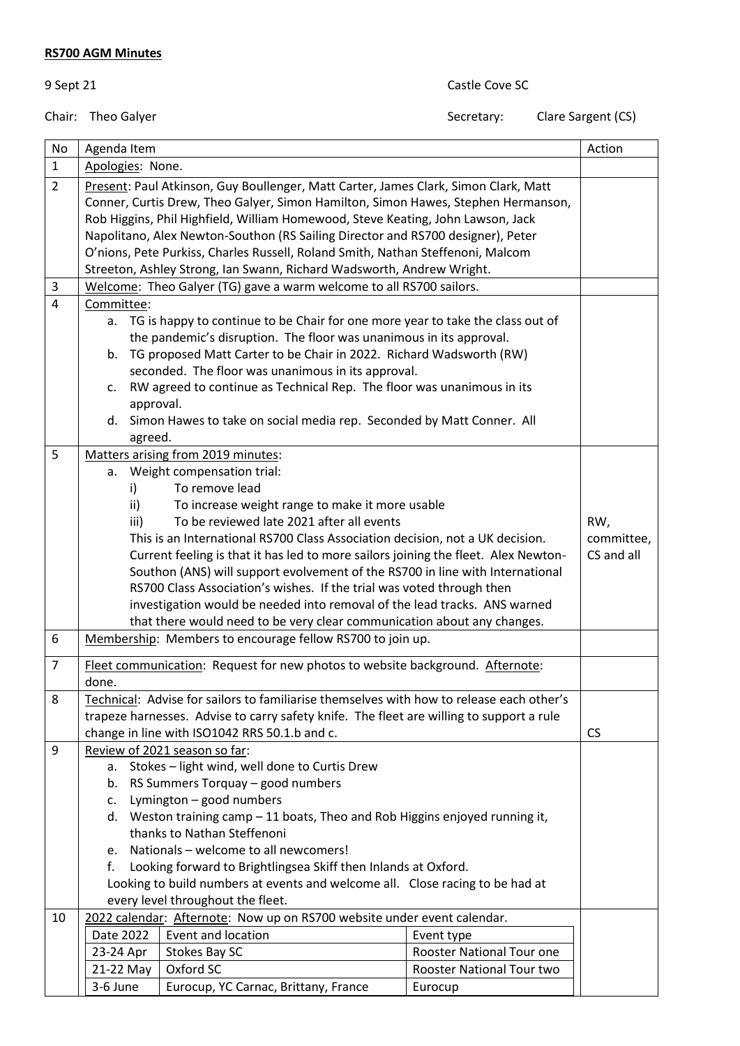**RS700 AGM Minutes**

9 Sept 21 — Castle Cove SC

Chair: Theo Galyer — Secretary: Clare Sargent (CS)

| No | Agenda Item | Action |
|---|---|---|
| 1 | Apologies: None. | |
| 2 | Present: Paul Atkinson, Guy Boullenger, Matt Carter, James Clark, Simon Clark, Matt Conner, Curtis Drew, Theo Galyer, Simon Hamilton, Simon Hawes, Stephen Hermanson, Rob Higgins, Phil Highfield, William Homewood, Steve Keating, John Lawson, Jack Napolitano, Alex Newton-Southon (RS Sailing Director and RS700 designer), Peter O'nions, Pete Purkiss, Charles Russell, Roland Smith, Nathan Steffenoni, Malcom Streeton, Ashley Strong, Ian Swann, Richard Wadsworth, Andrew Wright. | |
| 3 | Welcome: Theo Galyer (TG) gave a warm welcome to all RS700 sailors. | |
| 4 | Committee:<br>a. TG is happy to continue to be Chair for one more year to take the class out of the pandemic's disruption. The floor was unanimous in its approval.<br>b. TG proposed Matt Carter to be Chair in 2022. Richard Wadsworth (RW) seconded. The floor was unanimous in its approval.<br>c. RW agreed to continue as Technical Rep. The floor was unanimous in its approval.<br>d. Simon Hawes to take on social media rep. Seconded by Matt Conner. All agreed. | |
| 5 | Matters arising from 2019 minutes:<br>a. Weight compensation trial:<br>i) To remove lead<br>ii) To increase weight range to make it more usable<br>iii) To be reviewed late 2021 after all events<br>This is an International RS700 Class Association decision, not a UK decision. Current feeling is that it has led to more sailors joining the fleet. Alex Newton-Southon (ANS) will support evolvement of the RS700 in line with International RS700 Class Association's wishes. If the trial was voted through then investigation would be needed into removal of the lead tracks. ANS warned that there would need to be very clear communication about any changes. | RW, committee, CS and all |
| 6 | Membership: Members to encourage fellow RS700 to join up. | |
| 7 | Fleet communication: Request for new photos to website background. Afternote: done. | |
| 8 | Technical: Advise for sailors to familiarise themselves with how to release each other's trapeze harnesses. Advise to carry safety knife. The fleet are willing to support a rule change in line with ISO1042 RRS 50.1.b and c. | CS |
| 9 | Review of 2021 season so far:<br>a. Stokes – light wind, well done to Curtis Drew<br>b. RS Summers Torquay – good numbers<br>c. Lymington – good numbers<br>d. Weston training camp – 11 boats, Theo and Rob Higgins enjoyed running it, thanks to Nathan Steffenoni<br>e. Nationals – welcome to all newcomers!<br>f. Looking forward to Brightlingsea Skiff then Inlands at Oxford.<br>Looking to build numbers at events and welcome all. Close racing to be had at every level throughout the fleet. | |
| 10 | 2022 calendar: Afternote: Now up on RS700 website under event calendar. | |

| Date 2022 | Event and location | Event type |
|---|---|---|
| 23-24 Apr | Stokes Bay SC | Rooster National Tour one |
| 21-22 May | Oxford SC | Rooster National Tour two |
| 3-6 June | Eurocup, YC Carnac, Brittany, France | Eurocup |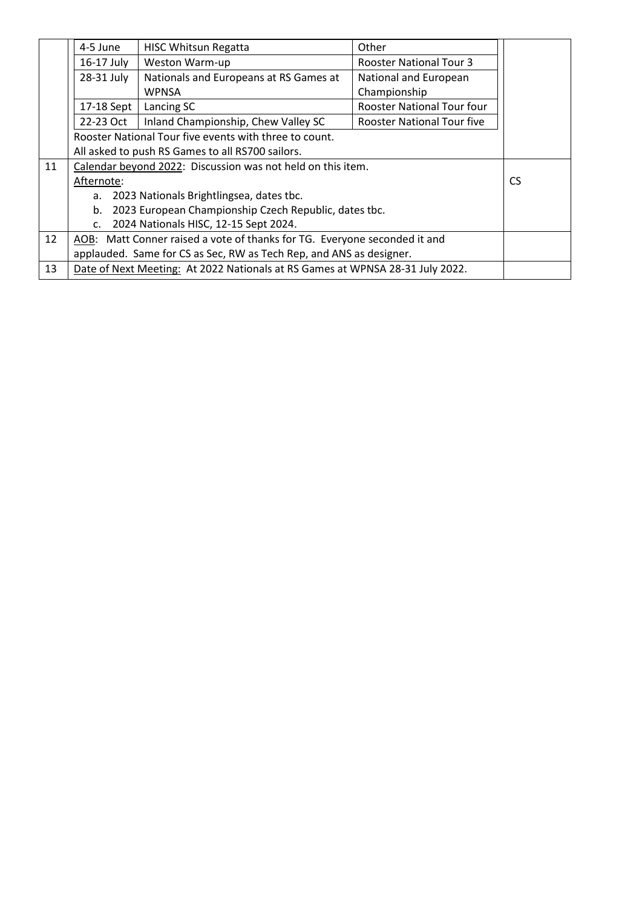| | | |
|---|---|---|
| | 4-5 June \| HISC Whitsun Regatta \| Other<br>16-17 July \| Weston Warm-up \| Rooster National Tour 3<br>28-31 July \| Nationals and Europeans at RS Games at WPNSA \| National and European Championship<br>17-18 Sept \| Lancing SC \| Rooster National Tour four<br>22-23 Oct \| Inland Championship, Chew Valley SC \| Rooster National Tour five<br>Rooster National Tour five events with three to count.<br>All asked to push RS Games to all RS700 sailors. | |
| 11 | Calendar beyond 2022: Discussion was not held on this item.<br>Afternote:<br>a. 2023 Nationals Brightlingsea, dates tbc.<br>b. 2023 European Championship Czech Republic, dates tbc.<br>c. 2024 Nationals HISC, 12-15 Sept 2024. | CS |
| 12 | AOB: Matt Conner raised a vote of thanks for TG. Everyone seconded it and applauded. Same for CS as Sec, RW as Tech Rep, and ANS as designer. | |
| 13 | Date of Next Meeting: At 2022 Nationals at RS Games at WPNSA 28-31 July 2022. | |